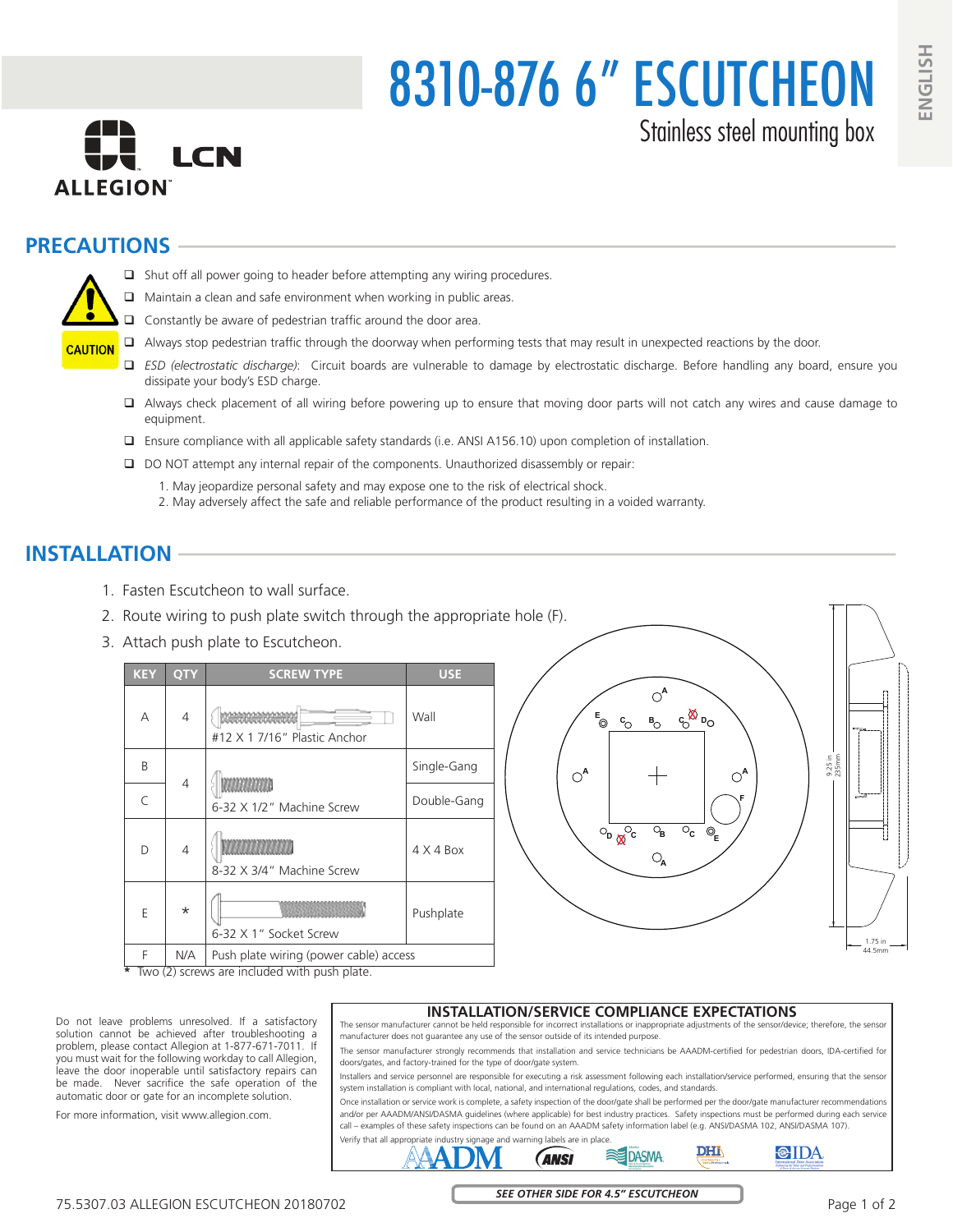# 8310-876 6" ESCUTCHEON

Stainless steel mounting box

ALLEGION LCN

ENGLISH

## PRECAUTIONS

CAUTION

- Shut off all power going to header before attempting any wiring procedures.
- Maintain a clean and safe environment when working in public areas.
- Constantly be aware of pedestrian traffic around the door area.
- Always stop pedestrian traffic through the doorway when performing tests that may result in unexpected reactions by the door.
- *ESD (electrostatic discharge)*: Circuit boards are vulnerable to damage by electrostatic discharge. Before handling any board, ensure you dissipate your body's ESD charge.
- Always check placement of all wiring before powering up to ensure that moving door parts will not catch any wires and cause damage to equipment.
- Ensure compliance with all applicable safety standards (i.e. ANSI A156.10) upon completion of installation.
- DO NOT attempt any internal repair of the components. Unauthorized disassembly or repair:
  1. May jeopardize personal safety and may expose one to the risk of electrical shock.
  2. May adversely affect the safe and reliable performance of the product resulting in a voided warranty.

## INSTALLATION

1. Fasten Escutcheon to wall surface.
2. Route wiring to push plate switch through the appropriate hole (F).
3. Attach push plate to Escutcheon.

| KEY | QTY | SCREW TYPE | USE |
|---|---|---|---|
| A | 4 | #12 X 1 7/16" Plastic Anchor | Wall |
| B | 4 | 6-32 X 1/2" Machine Screw | Single-Gang |
| C | | | Double-Gang |
| D | 4 | 8-32 X 3/4" Machine Screw | 4 X 4 Box |
| E | * | 6-32 X 1" Socket Screw | Pushplate |
| F | N/A | Push plate wiring (power cable) access | |

\* Two (2) screws are included with push plate.

9.25 in 235mm

1.75 in 44.5mm

Do not leave problems unresolved. If a satisfactory solution cannot be achieved after troubleshooting a problem, please contact Allegion at 1-877-671-7011. If you must wait for the following workday to call Allegion, leave the door inoperable until satisfactory repairs can be made. Never sacrifice the safe operation of the automatic door or gate for an incomplete solution.

For more information, visit www.allegion.com.

### INSTALLATION/SERVICE COMPLIANCE EXPECTATIONS

The sensor manufacturer cannot be held responsible for incorrect installations or inappropriate adjustments of the sensor/device; therefore, the sensor manufacturer does not guarantee any use of the sensor outside of its intended purpose.

The sensor manufacturer strongly recommends that installation and service technicians be AAADM-certified for pedestrian doors, IDA-certified for doors/gates, and factory-trained for the type of door/gate system.

Installers and service personnel are responsible for executing a risk assessment following each installation/service performed, ensuring that the sensor system installation is compliant with local, national, and international regulations, codes, and standards.

Once installation or service work is complete, a safety inspection of the door/gate shall be performed per the door/gate manufacturer recommendations and/or per AAADM/ANSI/DASMA guidelines (where applicable) for best industry practices. Safety inspections must be performed during each service call – examples of these safety inspections can be found on an AAADM safety information label (e.g. ANSI/DASMA 102, ANSI/DASMA 107).

Verify that all appropriate industry signage and warning labels are in place.

AAADM ANSI DASMA DHI IDA

75.5307.03 ALLEGION ESCUTCHEON 20180702

SEE OTHER SIDE FOR 4.5" ESCUTCHEON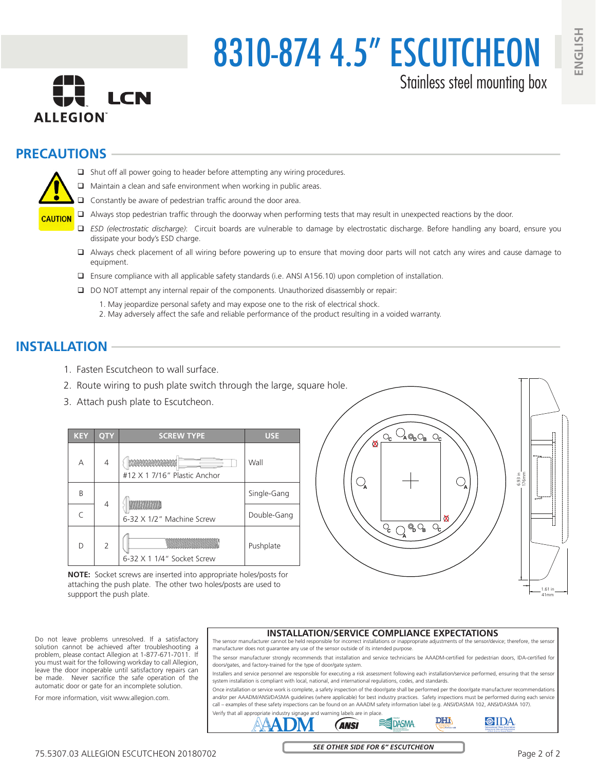# 8310-874 4.5" ESCUTCHEON

Stainless steel mounting box

ENGLISH

ALLEGION LCN

## PRECAUTIONS

CAUTION

- Shut off all power going to header before attempting any wiring procedures.
- Maintain a clean and safe environment when working in public areas.
- Constantly be aware of pedestrian traffic around the door area.
- Always stop pedestrian traffic through the doorway when performing tests that may result in unexpected reactions by the door.
- *ESD (electrostatic discharge)*: Circuit boards are vulnerable to damage by electrostatic discharge. Before handling any board, ensure you dissipate your body's ESD charge.
- Always check placement of all wiring before powering up to ensure that moving door parts will not catch any wires and cause damage to equipment.
- Ensure compliance with all applicable safety standards (i.e. ANSI A156.10) upon completion of installation.
- DO NOT attempt any internal repair of the components. Unauthorized disassembly or repair:
  1. May jeopardize personal safety and may expose one to the risk of electrical shock.
  2. May adversely affect the safe and reliable performance of the product resulting in a voided warranty.

## INSTALLATION

1. Fasten Escutcheon to wall surface.
2. Route wiring to push plate switch through the large, square hole.
3. Attach push plate to Escutcheon.

| KEY | QTY | SCREW TYPE | USE |
|---|---|---|---|
| A | 4 | #12 X 1 7/16" Plastic Anchor | Wall |
| B | 4 | 6-32 X 1/2" Machine Screw | Single-Gang |
| C | | | Double-Gang |
| D | 2 | 6-32 X 1 1/4" Socket Screw | Pushplate |

**NOTE:** Socket screws are inserted into appropriate holes/posts for attaching the push plate. The other two holes/posts are used to suppport the push plate.

A A B C C D
6.93 in
176mm
1.61 in
41mm

Do not leave problems unresolved. If a satisfactory solution cannot be achieved after troubleshooting a problem, please contact Allegion at 1-877-671-7011. If you must wait for the following workday to call Allegion, leave the door inoperable until satisfactory repairs can be made. Never sacrifice the safe operation of the automatic door or gate for an incomplete solution.

For more information, visit www.allegion.com.

### INSTALLATION/SERVICE COMPLIANCE EXPECTATIONS

The sensor manufacturer cannot be held responsible for incorrect installations or inappropriate adjustments of the sensor/device; therefore, the sensor manufacturer does not guarantee any use of the sensor outside of its intended purpose.

The sensor manufacturer strongly recommends that installation and service technicians be AAADM-certified for pedestrian doors, IDA-certified for doors/gates, and factory-trained for the type of door/gate system.

Installers and service personnel are responsible for executing a risk assessment following each installation/service performed, ensuring that the sensor system installation is compliant with local, national, and international regulations, codes, and standards.

Once installation or service work is complete, a safety inspection of the door/gate shall be performed per the door/gate manufacturer recommendations and/or per AAADM/ANSI/DASMA guidelines (where applicable) for best industry practices. Safety inspections must be performed during each service call – examples of these safety inspections can be found on an AAADM safety information label (e.g. ANSI/DASMA 102, ANSI/DASMA 107).

Verify that all appropriate industry signage and warning labels are in place.

AAADM ANSI DASMA DHI IDA

75.5307.03 ALLEGION ESCUTCHEON 20180702

*SEE OTHER SIDE FOR 6" ESCUTCHEON*